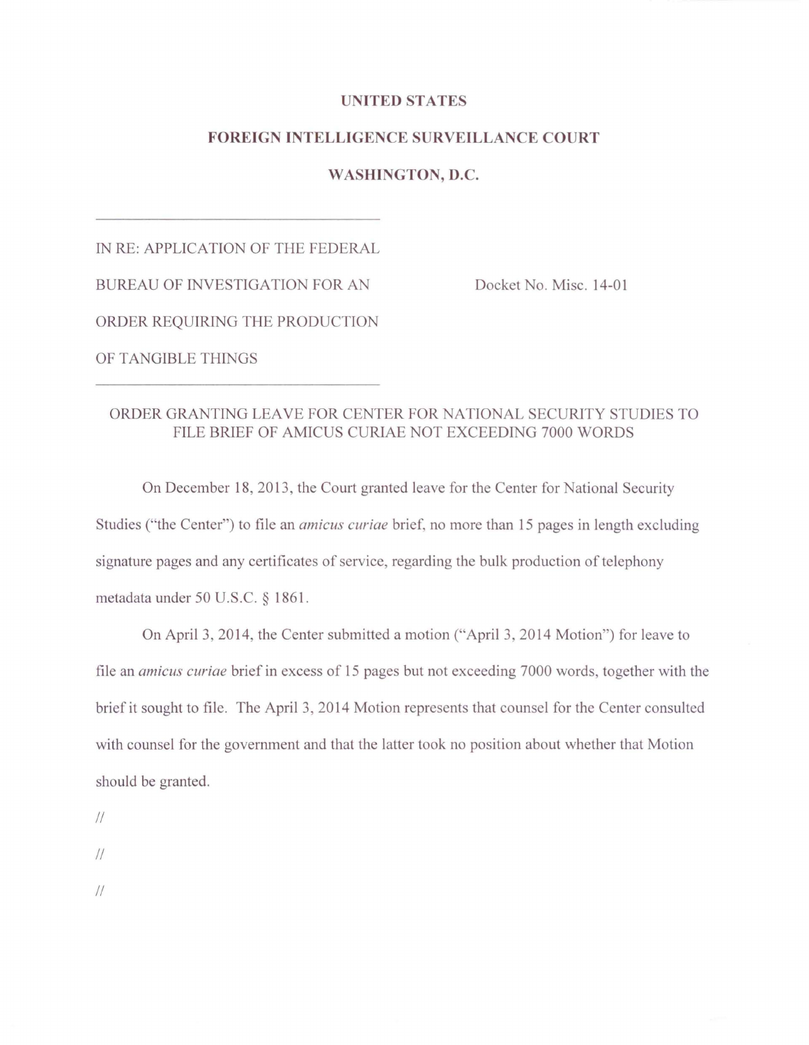**UNITED STATES**

**FOREIGN INTELLIGENCE SURVEILLANCE COURT**

**WASHINGTON, D.C.**

IN RE: APPLICATION OF THE FEDERAL BUREAU OF INVESTIGATION FOR AN ORDER REQUIRING THE PRODUCTION OF TANGIBLE THINGS

Docket No. Misc. 14-01

ORDER GRANTING LEAVE FOR CENTER FOR NATIONAL SECURITY STUDIES TO FILE BRIEF OF AMICUS CURIAE NOT EXCEEDING 7000 WORDS

On December 18, 2013, the Court granted leave for the Center for National Security Studies ("the Center") to file an *amicus curiae* brief, no more than 15 pages in length excluding signature pages and any certificates of service, regarding the bulk production of telephony metadata under 50 U.S.C. § 1861.

On April 3, 2014, the Center submitted a motion ("April 3, 2014 Motion") for leave to file an *amicus curiae* brief in excess of 15 pages but not exceeding 7000 words, together with the brief it sought to file. The April 3, 2014 Motion represents that counsel for the Center consulted with counsel for the government and that the latter took no position about whether that Motion should be granted.

//

//

//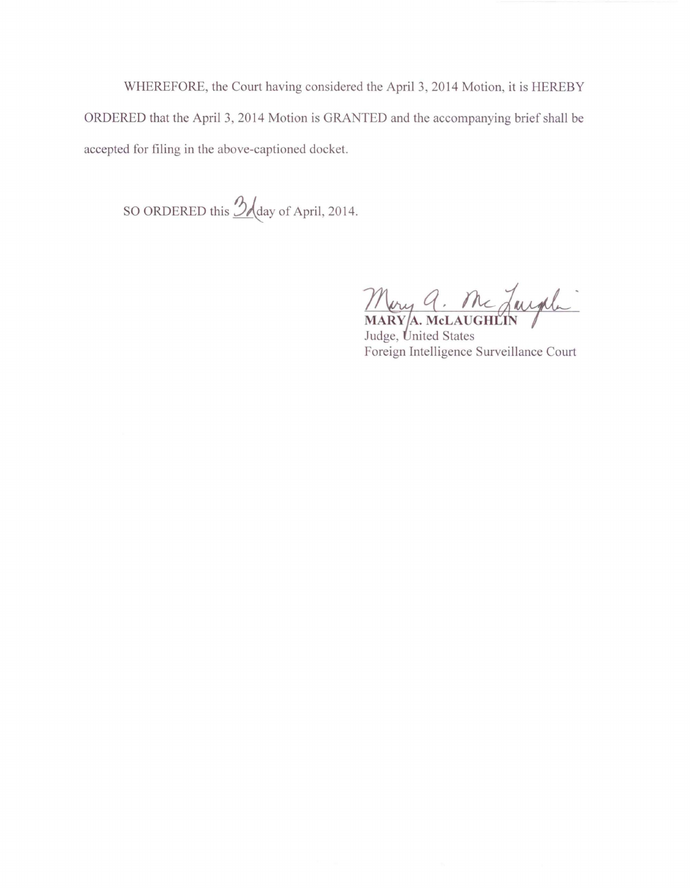WHEREFORE, the Court having considered the April 3, 2014 Motion, it is HEREBY ORDERED that the April 3, 2014 Motion is GRANTED and the accompanying brief shall be accepted for filing in the above-captioned docket.

SO ORDERED this 3d day of April, 2014.

Mary A. McLaughlin

**MARY A. McLAUGHLIN**
Judge, United States
Foreign Intelligence Surveillance Court